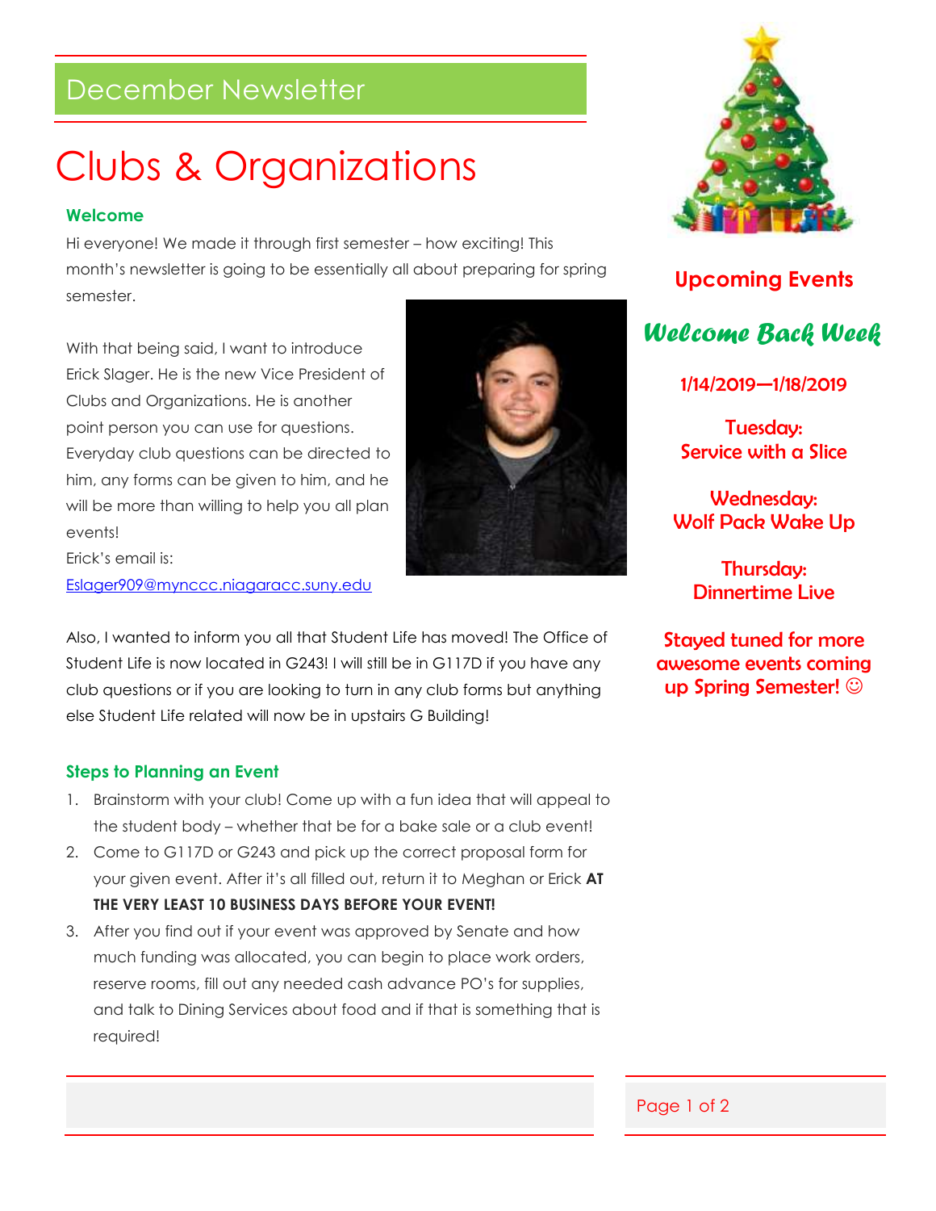## December Newsletter

# Clubs & Organizations

### Welcome

Hi everyone! We made it through first semester – how exciting! This month's newsletter is going to be essentially all about preparing for spring semester.

With that being said, I want to introduce Erick Slager. He is the new Vice President of Clubs and Organizations. He is another point person you can use for questions. Everyday club questions can be directed to him, any forms can be given to him, and he will be more than willing to help you all plan events!

Erick's email is:
Eslager909@mynccc.niagaracc.suny.edu

Also, I wanted to inform you all that Student Life has moved! The Office of Student Life is now located in G243! I will still be in G117D if you have any club questions or if you are looking to turn in any club forms but anything else Student Life related will now be in upstairs G Building!

### Steps to Planning an Event

1. Brainstorm with your club! Come up with a fun idea that will appeal to the student body – whether that be for a bake sale or a club event!
2. Come to G117D or G243 and pick up the correct proposal form for your given event. After it's all filled out, return it to Meghan or Erick **AT THE VERY LEAST 10 BUSINESS DAYS BEFORE YOUR EVENT!**
3. After you find out if your event was approved by Senate and how much funding was allocated, you can begin to place work orders, reserve rooms, fill out any needed cash advance PO's for supplies, and talk to Dining Services about food and if that is something that is required!

## Upcoming Events

### *Welcome Back Week*

**1/14/2019—1/18/2019**

**Tuesday:**
**Service with a Slice**

**Wednesday:**
**Wolf Pack Wake Up**

**Thursday:**
**Dinnertime Live**

**Stayed tuned for more awesome events coming up Spring Semester! ☺**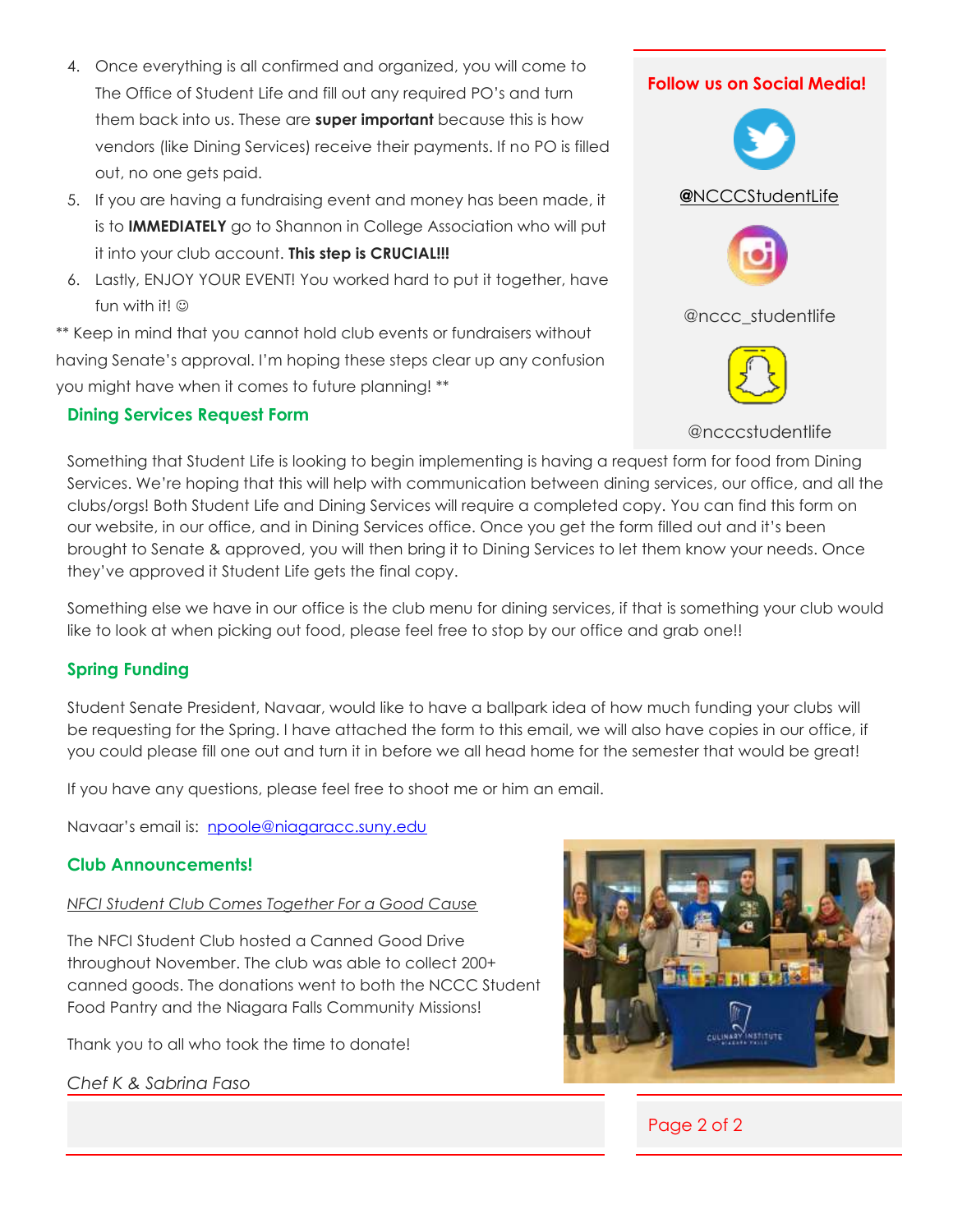4. Once everything is all confirmed and organized, you will come to The Office of Student Life and fill out any required PO's and turn them back into us. These are **super important** because this is how vendors (like Dining Services) receive their payments. If no PO is filled out, no one gets paid.
5. If you are having a fundraising event and money has been made, it is to **IMMEDIATELY** go to Shannon in College Association who will put it into your club account. **This step is CRUCIAL!!!**
6. Lastly, ENJOY YOUR EVENT! You worked hard to put it together, have fun with it! ☺

** Keep in mind that you cannot hold club events or fundraisers without having Senate's approval. I'm hoping these steps clear up any confusion you might have when it comes to future planning! **

**Follow us on Social Media!**

@NCCCStudentLife

@nccc_studentlife

@ncccstudentlife

### Dining Services Request Form

Something that Student Life is looking to begin implementing is having a request form for food from Dining Services. We're hoping that this will help with communication between dining services, our office, and all the clubs/orgs! Both Student Life and Dining Services will require a completed copy. You can find this form on our website, in our office, and in Dining Services office. Once you get the form filled out and it's been brought to Senate & approved, you will then bring it to Dining Services to let them know your needs. Once they've approved it Student Life gets the final copy.

Something else we have in our office is the club menu for dining services, if that is something your club would like to look at when picking out food, please feel free to stop by our office and grab one!!

### Spring Funding

Student Senate President, Navaar, would like to have a ballpark idea of how much funding your clubs will be requesting for the Spring. I have attached the form to this email, we will also have copies in our office, if you could please fill one out and turn it in before we all head home for the semester that would be great!

If you have any questions, please feel free to shoot me or him an email.

Navaar's email is: npoole@niagaracc.suny.edu

### Club Announcements!

*NFCI Student Club Comes Together For a Good Cause*

The NFCI Student Club hosted a Canned Good Drive throughout November. The club was able to collect 200+ canned goods. The donations went to both the NCCC Student Food Pantry and the Niagara Falls Community Missions!

Thank you to all who took the time to donate!

*Chef K & Sabrina Faso*